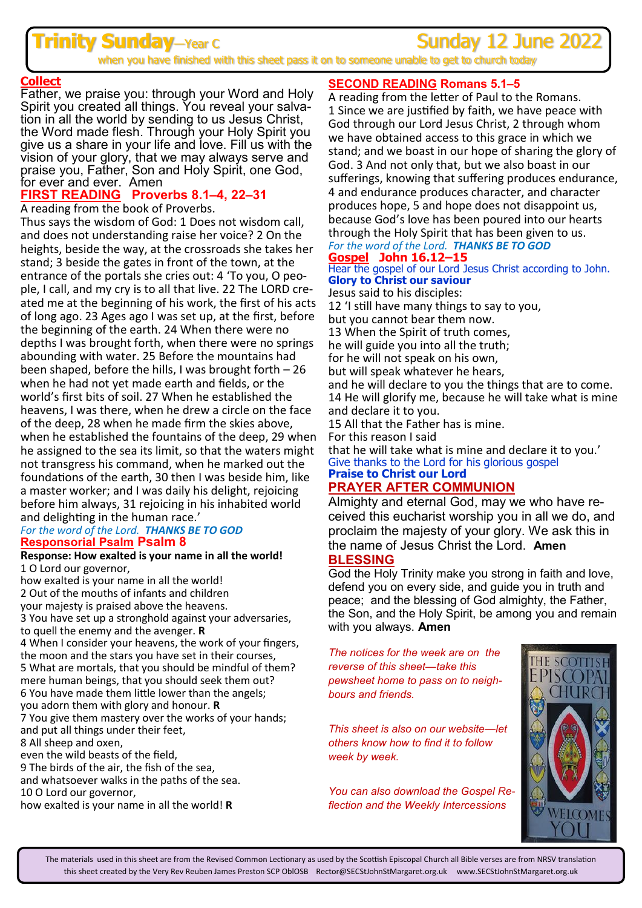# Trinity Sunday—Year C

# Sunday 12 June 2022

when you have finished with this sheet pass it on to someone unable to get to church today

## Collect

Father, we praise you: through your Word and Holy Spirit you created all things. You reveal your salvation in all the world by sending to us Jesus Christ, the Word made flesh. Through your Holy Spirit you give us a share in your life and love. Fill us with the vision of your glory, that we may always serve and praise you, Father, Son and Holy Spirit, one God, for ever and ever. Amen

## FIRST READING Proverbs 8.1–4, 22–31

A reading from the book of Proverbs.

Thus says the wisdom of God: 1 Does not wisdom call, and does not understanding raise her voice? 2 On the heights, beside the way, at the crossroads she takes her stand; 3 beside the gates in front of the town, at the entrance of the portals she cries out: 4 'To you, O people, I call, and my cry is to all that live. 22 The LORD created me at the beginning of his work, the first of his acts of long ago. 23 Ages ago I was set up, at the first, before the beginning of the earth. 24 When there were no depths I was brought forth, when there were no springs abounding with water. 25 Before the mountains had been shaped, before the hills, I was brought forth – 26 when he had not yet made earth and fields, or the world's first bits of soil. 27 When he established the heavens, I was there, when he drew a circle on the face of the deep, 28 when he made firm the skies above, when he established the fountains of the deep, 29 when he assigned to the sea its limit, so that the waters might not transgress his command, when he marked out the foundations of the earth, 30 then I was beside him, like a master worker; and I was daily his delight, rejoicing before him always, 31 rejoicing in his inhabited world and delighting in the human race.'

*For the word of the Lord.* ***THANKS BE TO GOD***

## Responsorial Psalm Psalm 8

**Response: How exalted is your name in all the world!**

1 O Lord our governor,
how exalted is your name in all the world!
2 Out of the mouths of infants and children
your majesty is praised above the heavens.
3 You have set up a stronghold against your adversaries,
to quell the enemy and the avenger. **R**
4 When I consider your heavens, the work of your fingers,
the moon and the stars you have set in their courses,
5 What are mortals, that you should be mindful of them?
mere human beings, that you should seek them out?
6 You have made them little lower than the angels;
you adorn them with glory and honour. **R**
7 You give them mastery over the works of your hands;
and put all things under their feet,
8 All sheep and oxen,
even the wild beasts of the field,
9 The birds of the air, the fish of the sea,
and whatsoever walks in the paths of the sea.
10 O Lord our governor,
how exalted is your name in all the world! **R**

## SECOND READING Romans 5.1–5

A reading from the letter of Paul to the Romans.

1 Since we are justified by faith, we have peace with God through our Lord Jesus Christ, 2 through whom we have obtained access to this grace in which we stand; and we boast in our hope of sharing the glory of God. 3 And not only that, but we also boast in our sufferings, knowing that suffering produces endurance, 4 and endurance produces character, and character produces hope, 5 and hope does not disappoint us, because God's love has been poured into our hearts through the Holy Spirit that has been given to us.

*For the word of the Lord.* ***THANKS BE TO GOD***

## Gospel John 16.12–15

Hear the gospel of our Lord Jesus Christ according to John.

**Glory to Christ our saviour**

Jesus said to his disciples:
12 'I still have many things to say to you,
but you cannot bear them now.
13 When the Spirit of truth comes,
he will guide you into all the truth;
for he will not speak on his own,
but will speak whatever he hears,
and he will declare to you the things that are to come.
14 He will glorify me, because he will take what is mine and declare it to you.
15 All that the Father has is mine.
For this reason I said
that he will take what is mine and declare it to you.'

Give thanks to the Lord for his glorious gospel

**Praise to Christ our Lord**

## PRAYER AFTER COMMUNION

Almighty and eternal God, may we who have received this eucharist worship you in all we do, and proclaim the majesty of your glory. We ask this in the name of Jesus Christ the Lord. **Amen**

## BLESSING

God the Holy Trinity make you strong in faith and love, defend you on every side, and guide you in truth and peace; and the blessing of God almighty, the Father, the Son, and the Holy Spirit, be among you and remain with you always. **Amen**

*The notices for the week are on the reverse of this sheet—take this pewsheet home to pass on to neighbours and friends.*

*This sheet is also on our website—let others know how to find it to follow week by week.*

*You can also download the Gospel Reflection and the Weekly Intercessions*

THE SCOTTISH EPISCOPAL CHURCH WELCOMES YOU

The materials used in this sheet are from the Revised Common Lectionary as used by the Scottish Episcopal Church all Bible verses are from NRSV translation
this sheet created by the Very Rev Reuben James Preston SCP OblOSB Rector@SECStJohnStMargaret.org.uk www.SECStJohnStMargaret.org.uk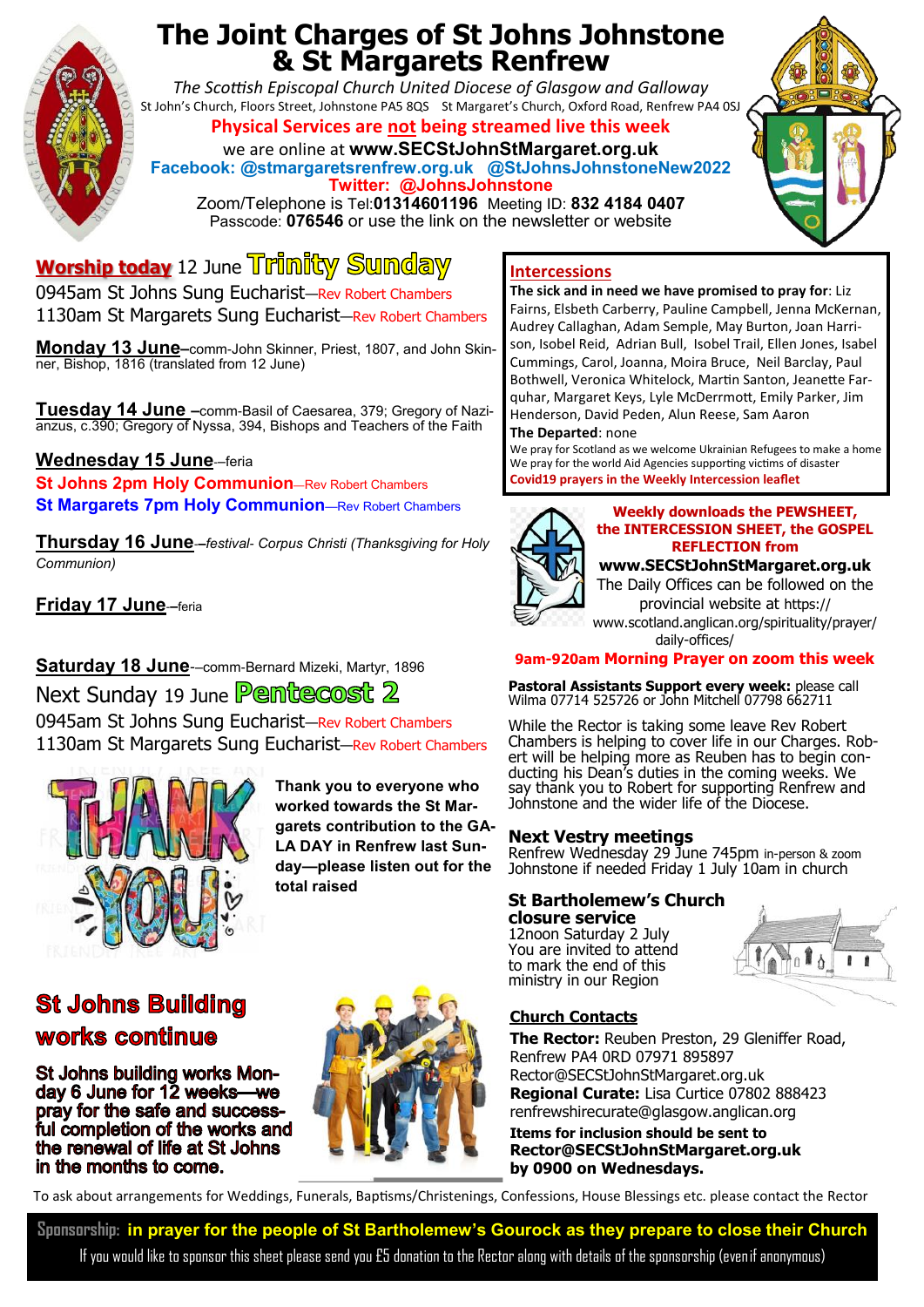# The Joint Charges of St Johns Johnstone & St Margarets Renfrew

*The Scottish Episcopal Church United Diocese of Glasgow and Galloway*

St John's Church, Floors Street, Johnstone PA5 8QS St Margaret's Church, Oxford Road, Renfrew PA4 0SJ

**Physical Services are not being streamed live this week**

we are online at **www.SECStJohnStMargaret.org.uk**

**Facebook: @stmargaretsrenfrew.org.uk @StJohnsJohnstoneNew2022**

**Twitter: @JohnsJohnstone**

Zoom/Telephone is Tel:**01314601196** Meeting ID: **832 4184 0407**

Passcode: **076546** or use the link on the newsletter or website

## Worship today 12 June Trinity Sunday

0945am St Johns Sung Eucharist—Rev Robert Chambers

1130am St Margarets Sung Eucharist—Rev Robert Chambers

**Monday 13 June**–comm-John Skinner, Priest, 1807, and John Skinner, Bishop, 1816 (translated from 12 June)

**Tuesday 14 June** –comm-Basil of Caesarea, 379; Gregory of Nazianzus, c.390; Gregory of Nyssa, 394, Bishops and Teachers of the Faith

**Wednesday 15 June**—feria

**St Johns 2pm Holy Communion**—Rev Robert Chambers

**St Margarets 7pm Holy Communion**—Rev Robert Chambers

**Thursday 16 June**—*festival- Corpus Christi (Thanksgiving for Holy Communion)*

**Friday 17 June**—feria

**Saturday 18 June**—comm-Bernard Mizeki, Martyr, 1896

Next Sunday 19 June **Pentecost 2**

0945am St Johns Sung Eucharist—Rev Robert Chambers

1130am St Margarets Sung Eucharist—Rev Robert Chambers

**Thank you to everyone who worked towards the St Margarets contribution to the GALA DAY in Renfrew last Sunday—please listen out for the total raised**

## St Johns Building works continue

**St Johns building works Monday 6 June for 12 weeks—we pray for the safe and successful completion of the works and the renewal of life at St Johns in the months to come.**

## Intercessions

**The sick and in need we have promised to pray for**: Liz Fairns, Elsbeth Carberry, Pauline Campbell, Jenna McKernan, Audrey Callaghan, Adam Semple, May Burton, Joan Harrison, Isobel Reid, Adrian Bull, Isobel Trail, Ellen Jones, Isabel Cummings, Carol, Joanna, Moira Bruce, Neil Barclay, Paul Bothwell, Veronica Whitelock, Martin Santon, Jeanette Farquhar, Margaret Keys, Lyle McDerrmott, Emily Parker, Jim Henderson, David Peden, Alun Reese, Sam Aaron

**The Departed**: none

We pray for Scotland as we welcome Ukrainian Refugees to make a home

We pray for the world Aid Agencies supporting victims of disaster

**Covid19 prayers in the Weekly Intercession leaflet**

**Weekly downloads the PEWSHEET, the INTERCESSION SHEET, the GOSPEL REFLECTION from**

**www.SECStJohnStMargaret.org.uk**

The Daily Offices can be followed on the provincial website at https://www.scotland.anglican.org/spirituality/prayer/daily-offices/

**9am-920am Morning Prayer on zoom this week**

**Pastoral Assistants Support every week:** please call Wilma 07714 525726 or John Mitchell 07798 662711

While the Rector is taking some leave Rev Robert Chambers is helping to cover life in our Charges. Robert will be helping more as Reuben has to begin conducting his Dean's duties in the coming weeks. We say thank you to Robert for supporting Renfrew and Johnstone and the wider life of the Diocese.

### Next Vestry meetings

Renfrew Wednesday 29 June 745pm in-person & zoom

Johnstone if needed Friday 1 July 10am in church

### St Bartholemew's Church closure service

12noon Saturday 2 July

You are invited to attend to mark the end of this ministry in our Region

### Church Contacts

**The Rector:** Reuben Preston, 29 Gleniffer Road, Renfrew PA4 0RD 07971 895897

Rector@SECStJohnStMargaret.org.uk

**Regional Curate:** Lisa Curtice 07802 888423

renfrewshirecurate@glasgow.anglican.org

**Items for inclusion should be sent to Rector@SECStJohnStMargaret.org.uk by 0900 on Wednesdays.**

To ask about arrangements for Weddings, Funerals, Baptisms/Christenings, Confessions, House Blessings etc. please contact the Rector

**Sponsorship: in prayer for the people of St Bartholemew's Gourock as they prepare to close their Church**

If you would like to sponsor this sheet please send you £5 donation to the Rector along with details of the sponsorship (even if anonymous)